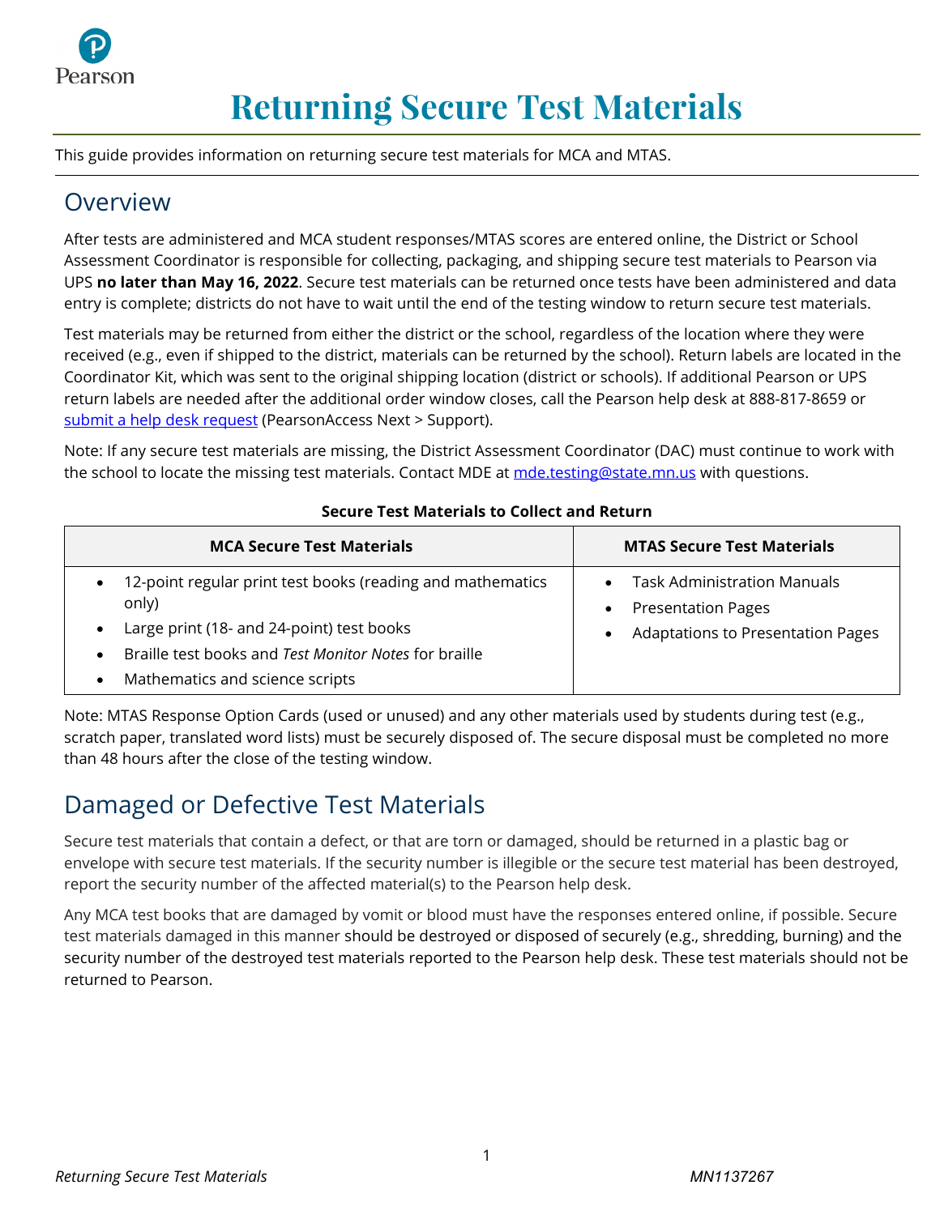# Returning Secure Test Materials

This guide provides information on returning secure test materials for MCA and MTAS.

## Overview

After tests are administered and MCA student responses/MTAS scores are entered online, the District or School Assessment Coordinator is responsible for collecting, packaging, and shipping secure test materials to Pearson via UPS **no later than May 16, 2022**. Secure test materials can be returned once tests have been administered and data entry is complete; districts do not have to wait until the end of the testing window to return secure test materials.

Test materials may be returned from either the district or the school, regardless of the location where they were received (e.g., even if shipped to the district, materials can be returned by the school). Return labels are located in the Coordinator Kit, which was sent to the original shipping location (district or schools). If additional Pearson or UPS return labels are needed after the additional order window closes, call the Pearson help desk at 888-817-8659 or submit a help desk request (PearsonAccess Next > Support).

Note: If any secure test materials are missing, the District Assessment Coordinator (DAC) must continue to work with the school to locate the missing test materials. Contact MDE at mde.testing@state.mn.us with questions.

**Secure Test Materials to Collect and Return**

| MCA Secure Test Materials | MTAS Secure Test Materials |
|---|---|
| • 12-point regular print test books (reading and mathematics only)<br>• Large print (18- and 24-point) test books<br>• Braille test books and *Test Monitor Notes* for braille<br>• Mathematics and science scripts | • Task Administration Manuals<br>• Presentation Pages<br>• Adaptations to Presentation Pages |

Note: MTAS Response Option Cards (used or unused) and any other materials used by students during test (e.g., scratch paper, translated word lists) must be securely disposed of. The secure disposal must be completed no more than 48 hours after the close of the testing window.

## Damaged or Defective Test Materials

Secure test materials that contain a defect, or that are torn or damaged, should be returned in a plastic bag or envelope with secure test materials. If the security number is illegible or the secure test material has been destroyed, report the security number of the affected material(s) to the Pearson help desk.

Any MCA test books that are damaged by vomit or blood must have the responses entered online, if possible. Secure test materials damaged in this manner should be destroyed or disposed of securely (e.g., shredding, burning) and the security number of the destroyed test materials reported to the Pearson help desk. These test materials should not be returned to Pearson.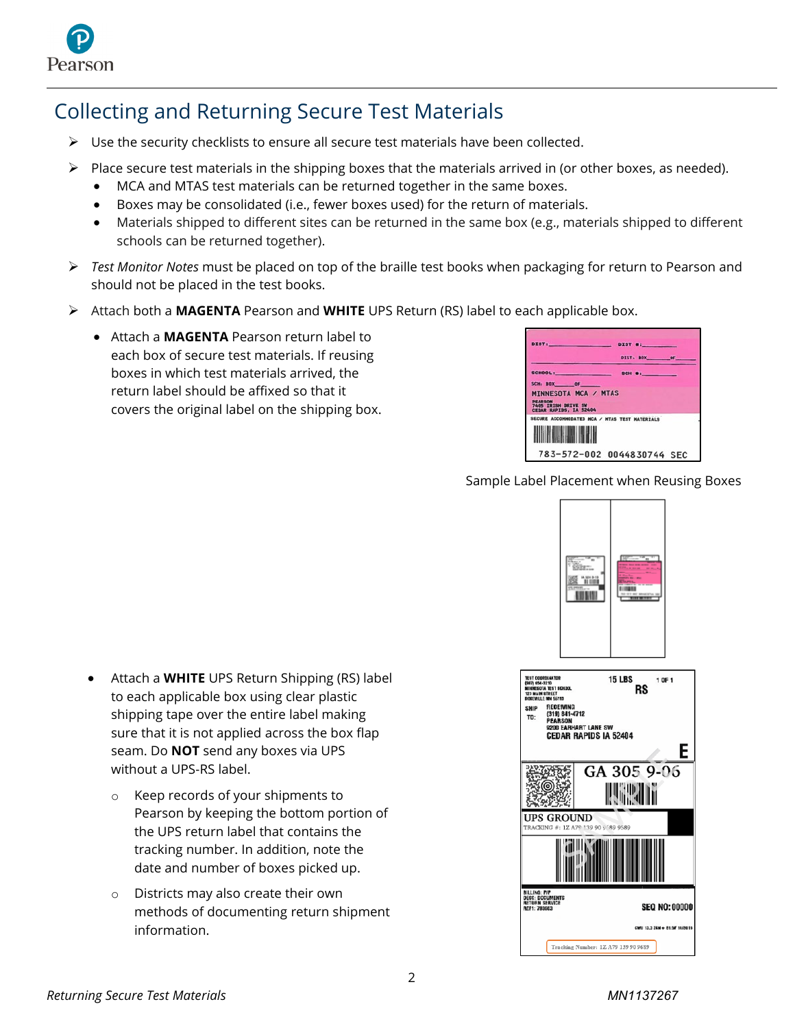# Collecting and Returning Secure Test Materials

- Use the security checklists to ensure all secure test materials have been collected.
- Place secure test materials in the shipping boxes that the materials arrived in (or other boxes, as needed).
  - MCA and MTAS test materials can be returned together in the same boxes.
  - Boxes may be consolidated (i.e., fewer boxes used) for the return of materials.
  - Materials shipped to different sites can be returned in the same box (e.g., materials shipped to different schools can be returned together).
- *Test Monitor Notes* must be placed on top of the braille test books when packaging for return to Pearson and should not be placed in the test books.
- Attach both a **MAGENTA** Pearson and **WHITE** UPS Return (RS) label to each applicable box.
  - Attach a **MAGENTA** Pearson return label to each box of secure test materials. If reusing boxes in which test materials arrived, the return label should be affixed so that it covers the original label on the shipping box.

Sample Label Placement when Reusing Boxes

  - Attach a **WHITE** UPS Return Shipping (RS) label to each applicable box using clear plastic shipping tape over the entire label making sure that it is not applied across the box flap seam. Do **NOT** send any boxes via UPS without a UPS-RS label.
    - Keep records of your shipments to Pearson by keeping the bottom portion of the UPS return label that contains the tracking number. In addition, note the date and number of boxes picked up.
    - Districts may also create their own methods of documenting return shipment information.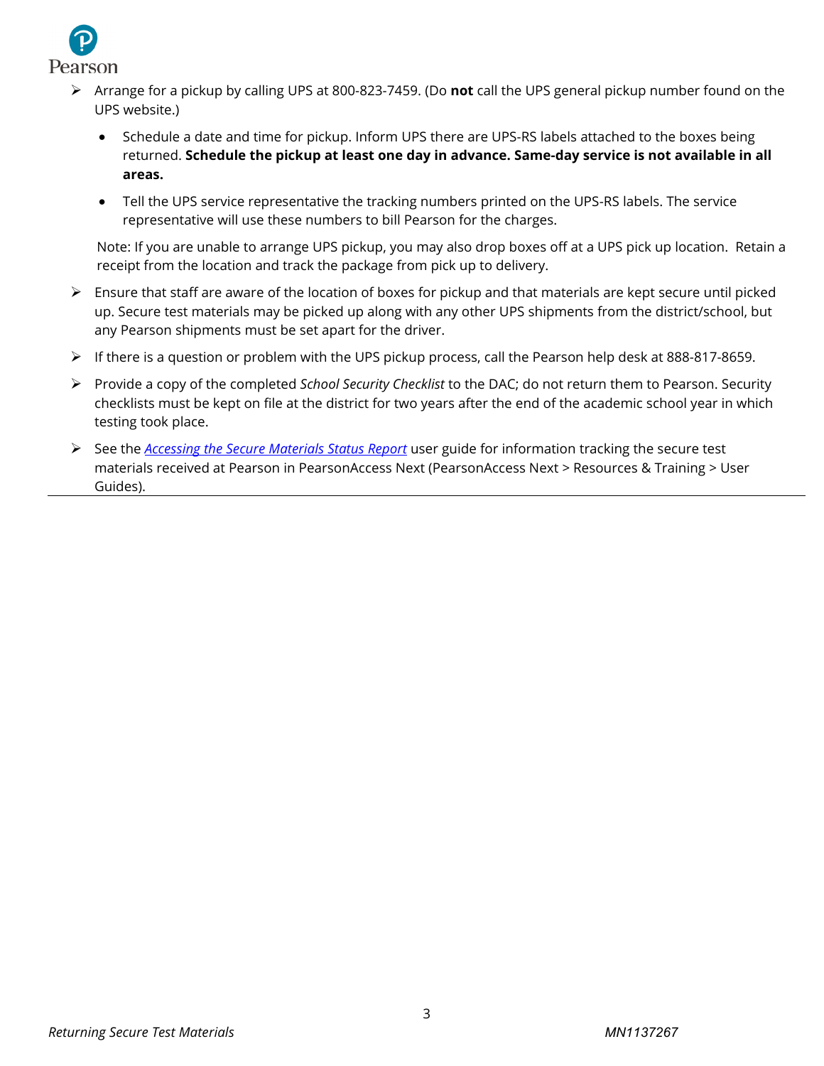- Arrange for a pickup by calling UPS at 800-823-7459. (Do **not** call the UPS general pickup number found on the UPS website.)
  - Schedule a date and time for pickup. Inform UPS there are UPS-RS labels attached to the boxes being returned. **Schedule the pickup at least one day in advance. Same-day service is not available in all areas.**
  - Tell the UPS service representative the tracking numbers printed on the UPS-RS labels. The service representative will use these numbers to bill Pearson for the charges.

  Note: If you are unable to arrange UPS pickup, you may also drop boxes off at a UPS pick up location. Retain a receipt from the location and track the package from pick up to delivery.

- Ensure that staff are aware of the location of boxes for pickup and that materials are kept secure until picked up. Secure test materials may be picked up along with any other UPS shipments from the district/school, but any Pearson shipments must be set apart for the driver.
- If there is a question or problem with the UPS pickup process, call the Pearson help desk at 888-817-8659.
- Provide a copy of the completed *School Security Checklist* to the DAC; do not return them to Pearson. Security checklists must be kept on file at the district for two years after the end of the academic school year in which testing took place.
- See the *Accessing the Secure Materials Status Report* user guide for information tracking the secure test materials received at Pearson in PearsonAccess Next (PearsonAccess Next > Resources & Training > User Guides).